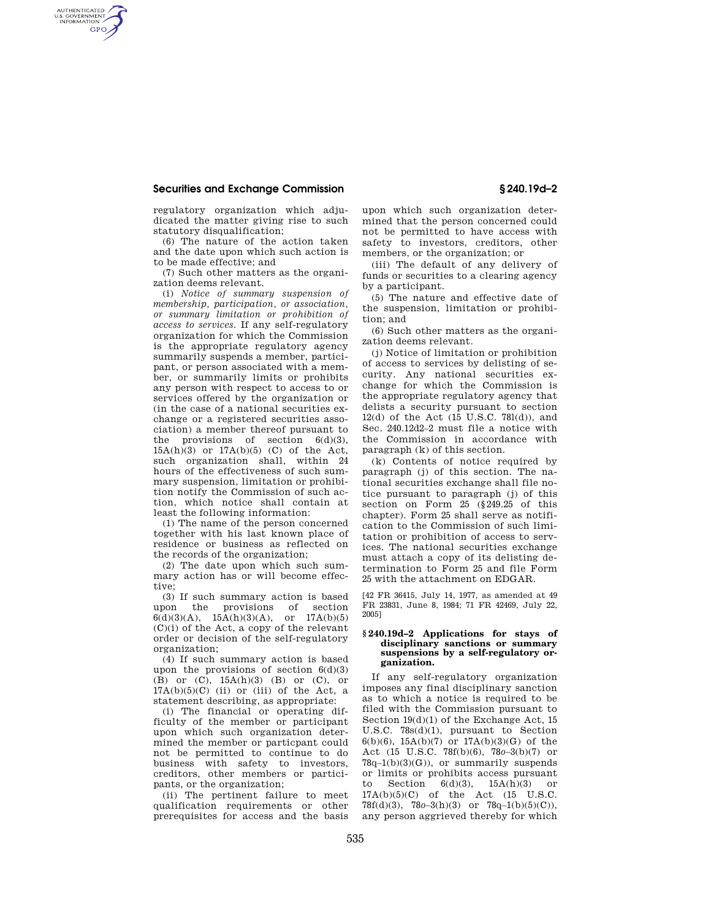regulatory organization which adjudicated the matter giving rise to such statutory disqualification;

(6) The nature of the action taken and the date upon which such action is to be made effective; and

(7) Such other matters as the organization deems relevant.

(i) *Notice of summary suspension of membership, participation, or association, or summary limitation or prohibition of access to services.* If any self-regulatory organization for which the Commission is the appropriate regulatory agency summarily suspends a member, participant, or person associated with a member, or summarily limits or prohibits any person with respect to access to or services offered by the organization or (in the case of a national securities exchange or a registered securities association) a member thereof pursuant to the provisions of section 6(d)(3), 15A(h)(3) or 17A(b)(5) (C) of the Act, such organization shall, within 24 hours of the effectiveness of such summary suspension, limitation or prohibition notify the Commission of such action, which notice shall contain at least the following information:

(1) The name of the person concerned together with his last known place of residence or business as reflected on the records of the organization;

(2) The date upon which such summary action has or will become effective;

(3) If such summary action is based upon the provisions of section 6(d)(3)(A), 15A(h)(3)(A), or 17A(b)(5)(C)(i) of the Act, a copy of the relevant order or decision of the self-regulatory organization;

(4) If such summary action is based upon the provisions of section 6(d)(3) (B) or (C), 15A(h)(3) (B) or (C), or 17A(b)(5)(C) (ii) or (iii) of the Act, a statement describing, as appropriate:

(i) The financial or operating difficulty of the member or participant upon which such organization determined the member or particpant could not be permitted to continue to do business with safety to investors, creditors, other members or participants, or the organization;

(ii) The pertinent failure to meet qualification requirements or other prerequisites for access and the basis upon which such organization determined that the person concerned could not be permitted to have access with safety to investors, creditors, other members, or the organization; or

(iii) The default of any delivery of funds or securities to a clearing agency by a participant.

(5) The nature and effective date of the suspension, limitation or prohibition; and

(6) Such other matters as the organization deems relevant.

(j) Notice of limitation or prohibition of access to services by delisting of security. Any national securities exchange for which the Commission is the appropriate regulatory agency that delists a security pursuant to section 12(d) of the Act (15 U.S.C. 78l(d)), and Sec. 240.12d2–2 must file a notice with the Commission in accordance with paragraph (k) of this section.

(k) Contents of notice required by paragraph (j) of this section. The national securities exchange shall file notice pursuant to paragraph (j) of this section on Form 25 (§249.25 of this chapter). Form 25 shall serve as notification to the Commission of such limitation or prohibition of access to services. The national securities exchange must attach a copy of its delisting determination to Form 25 and file Form 25 with the attachment on EDGAR.

[42 FR 36415, July 14, 1977, as amended at 49 FR 23831, June 8, 1984; 71 FR 42469, July 22, 2005]

### §240.19d–2 Applications for stays of disciplinary sanctions or summary suspensions by a self-regulatory organization.

If any self-regulatory organization imposes any final disciplinary sanction as to which a notice is required to be filed with the Commission pursuant to Section 19(d)(1) of the Exchange Act, 15 U.S.C. 78s(d)(1), pursuant to Section 6(b)(6), 15A(b)(7) or 17A(b)(3)(G) of the Act (15 U.S.C. 78f(b)(6), 78*o*–3(b)(7) or 78q–1(b)(3)(G)), or summarily suspends or limits or prohibits access pursuant to Section 6(d)(3), 15A(h)(3) or 17A(b)(5)(C) of the Act (15 U.S.C. 78f(d)(3), 78*o*–3(h)(3) or 78q–1(b)(5)(C)), any person aggrieved thereby for which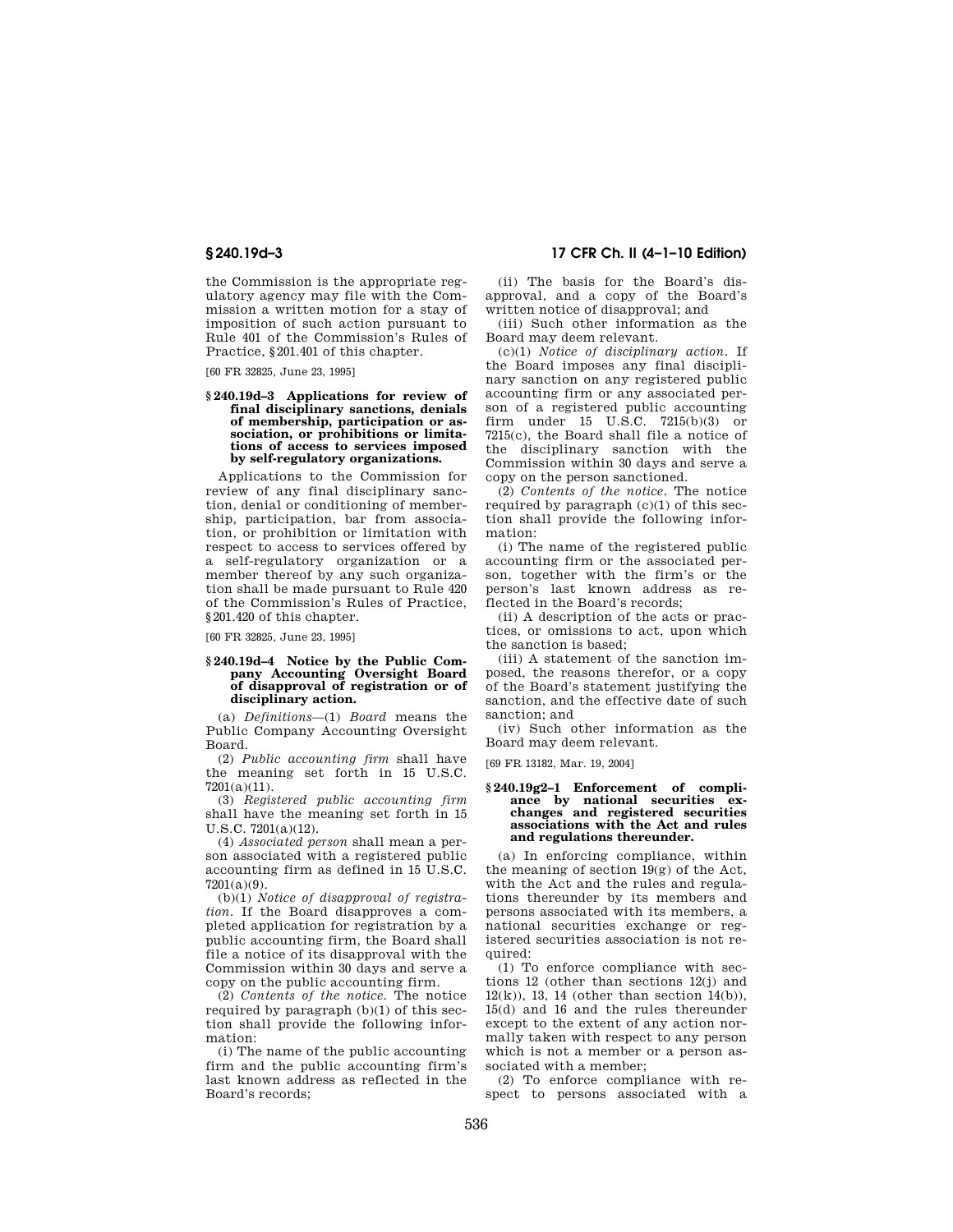the Commission is the appropriate regulatory agency may file with the Commission a written motion for a stay of imposition of such action pursuant to Rule 401 of the Commission's Rules of Practice, §201.401 of this chapter.

[60 FR 32825, June 23, 1995]

### §240.19d–3 Applications for review of final disciplinary sanctions, denials of membership, participation or association, or prohibitions or limitations of access to services imposed by self-regulatory organizations.

Applications to the Commission for review of any final disciplinary sanction, denial or conditioning of membership, participation, bar from association, or prohibition or limitation with respect to access to services offered by a self-regulatory organization or a member thereof by any such organization shall be made pursuant to Rule 420 of the Commission's Rules of Practice, §201.420 of this chapter.

[60 FR 32825, June 23, 1995]

### §240.19d–4 Notice by the Public Company Accounting Oversight Board of disapproval of registration or of disciplinary action.

(a) *Definitions*—(1) *Board* means the Public Company Accounting Oversight Board.

(2) *Public accounting firm* shall have the meaning set forth in 15 U.S.C. 7201(a)(11).

(3) *Registered public accounting firm* shall have the meaning set forth in 15 U.S.C. 7201(a)(12).

(4) *Associated person* shall mean a person associated with a registered public accounting firm as defined in 15 U.S.C. 7201(a)(9).

(b)(1) *Notice of disapproval of registration.* If the Board disapproves a completed application for registration by a public accounting firm, the Board shall file a notice of its disapproval with the Commission within 30 days and serve a copy on the public accounting firm.

(2) *Contents of the notice.* The notice required by paragraph (b)(1) of this section shall provide the following information:

(i) The name of the public accounting firm and the public accounting firm's last known address as reflected in the Board's records;

(ii) The basis for the Board's disapproval, and a copy of the Board's written notice of disapproval; and

(iii) Such other information as the Board may deem relevant.

(c)(1) *Notice of disciplinary action.* If the Board imposes any final disciplinary sanction on any registered public accounting firm or any associated person of a registered public accounting firm under 15 U.S.C. 7215(b)(3) or 7215(c), the Board shall file a notice of the disciplinary sanction with the Commission within 30 days and serve a copy on the person sanctioned.

(2) *Contents of the notice.* The notice required by paragraph (c)(1) of this section shall provide the following information:

(i) The name of the registered public accounting firm or the associated person, together with the firm's or the person's last known address as reflected in the Board's records;

(ii) A description of the acts or practices, or omissions to act, upon which the sanction is based;

(iii) A statement of the sanction imposed, the reasons therefor, or a copy of the Board's statement justifying the sanction, and the effective date of such sanction; and

(iv) Such other information as the Board may deem relevant.

[69 FR 13182, Mar. 19, 2004]

### §240.19g2–1 Enforcement of compliance by national securities exchanges and registered securities associations with the Act and rules and regulations thereunder.

(a) In enforcing compliance, within the meaning of section 19(g) of the Act, with the Act and the rules and regulations thereunder by its members and persons associated with its members, a national securities exchange or registered securities association is not required:

(1) To enforce compliance with sections 12 (other than sections 12(j) and 12(k)), 13, 14 (other than section 14(b)), 15(d) and 16 and the rules thereunder except to the extent of any action normally taken with respect to any person which is not a member or a person associated with a member;

(2) To enforce compliance with respect to persons associated with a